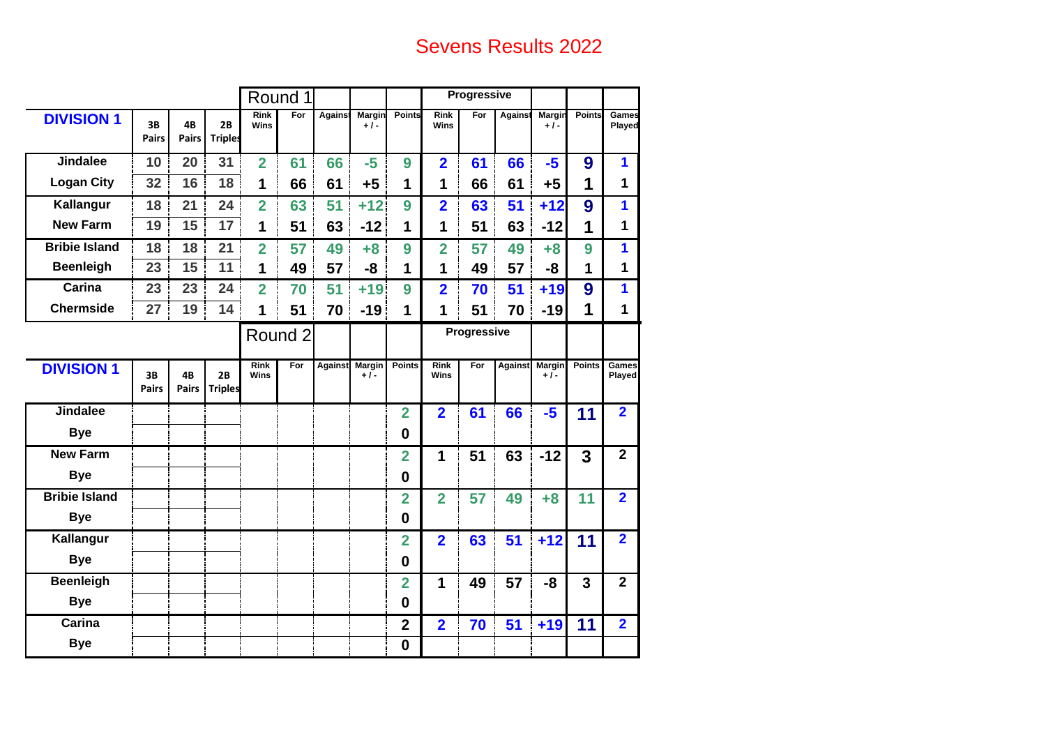# Sevens Results 2022

| | | | | Round 1 | | | | | Progressive | | | | | |
|---|---|---|---|---|---|---|---|---|---|---|---|---|---|---|
| **DIVISION 1** | 3B Pairs | 4B Pairs | 2B Triples | Rink Wins | For | Against | Margin +/- | Points | Rink Wins | For | Against | Margin +/- | Points | Games Played |
| **Jindalee** | 10 | 20 | 31 | 2 | 61 | 66 | -5 | 9 | 2 | 61 | 66 | -5 | 9 | 1 |
| **Logan City** | 32 | 16 | 18 | 1 | 66 | 61 | +5 | 1 | 1 | 66 | 61 | +5 | 1 | 1 |
| **Kallangur** | 18 | 21 | 24 | 2 | 63 | 51 | +12 | 9 | 2 | 63 | 51 | +12 | 9 | 1 |
| **New Farm** | 19 | 15 | 17 | 1 | 51 | 63 | -12 | 1 | 1 | 51 | 63 | -12 | 1 | 1 |
| **Bribie Island** | 18 | 18 | 21 | 2 | 57 | 49 | +8 | 9 | 2 | 57 | 49 | +8 | 9 | 1 |
| **Beenleigh** | 23 | 15 | 11 | 1 | 49 | 57 | -8 | 1 | 1 | 49 | 57 | -8 | 1 | 1 |
| **Carina** | 23 | 23 | 24 | 2 | 70 | 51 | +19 | 9 | 2 | 70 | 51 | +19 | 9 | 1 |
| **Chermside** | 27 | 19 | 14 | 1 | 51 | 70 | -19 | 1 | 1 | 51 | 70 | -19 | 1 | 1 |

| | | | | Round 2 | | | | | Progressive | | | | | |
|---|---|---|---|---|---|---|---|---|---|---|---|---|---|---|
| **DIVISION 1** | 3B Pairs | 4B Pairs | 2B Triples | Rink Wins | For | Against | Margin +/- | Points | Rink Wins | For | Against | Margin +/- | Points | Games Played |
| **Jindalee** | | | | | | | | 2 | 2 | 61 | 66 | -5 | 11 | 2 |
| **Bye** | | | | | | | | 0 | | | | | | |
| **New Farm** | | | | | | | | 2 | 1 | 51 | 63 | -12 | 3 | 2 |
| **Bye** | | | | | | | | 0 | | | | | | |
| **Bribie Island** | | | | | | | | 2 | 2 | 57 | 49 | +8 | 11 | 2 |
| **Bye** | | | | | | | | 0 | | | | | | |
| **Kallangur** | | | | | | | | 2 | 2 | 63 | 51 | +12 | 11 | 2 |
| **Bye** | | | | | | | | 0 | | | | | | |
| **Beenleigh** | | | | | | | | 2 | 1 | 49 | 57 | -8 | 3 | 2 |
| **Bye** | | | | | | | | 0 | | | | | | |
| **Carina** | | | | | | | | 2 | 2 | 70 | 51 | +19 | 11 | 2 |
| **Bye** | | | | | | | | 0 | | | | | | |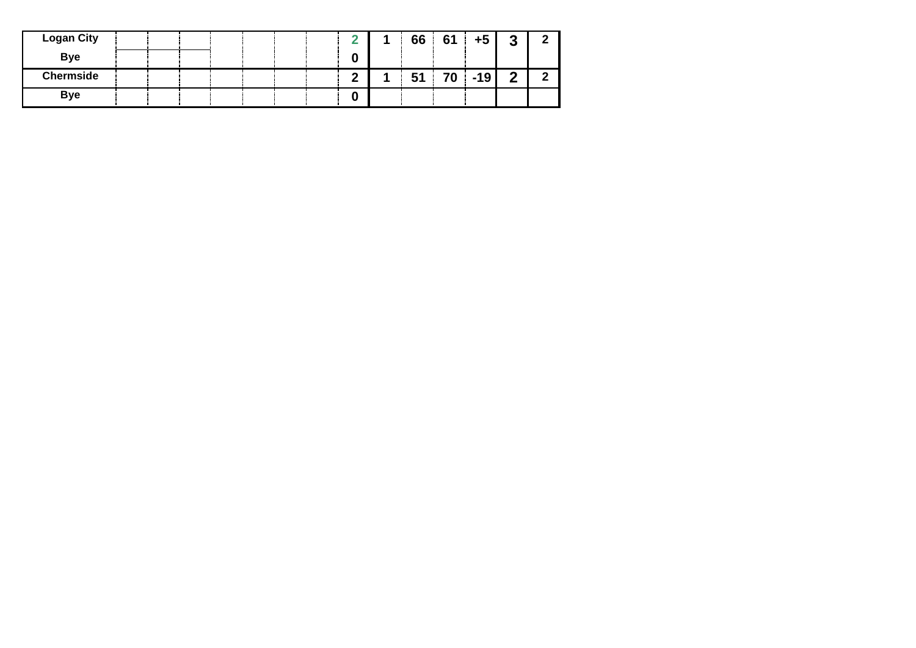| | | | | | | | | | | | | | | |
|---|---|---|---|---|---|---|---|---|---|---|---|---|---|---|
| Logan City | | | | | | | | 2 | 1 | 66 | 61 | +5 | 3 | 2 |
| Bye | | | | | | | | 0 | | | | | | |
| Chermside | | | | | | | | 2 | 1 | 51 | 70 | -19 | 2 | 2 |
| Bye | | | | | | | | 0 | | | | | | |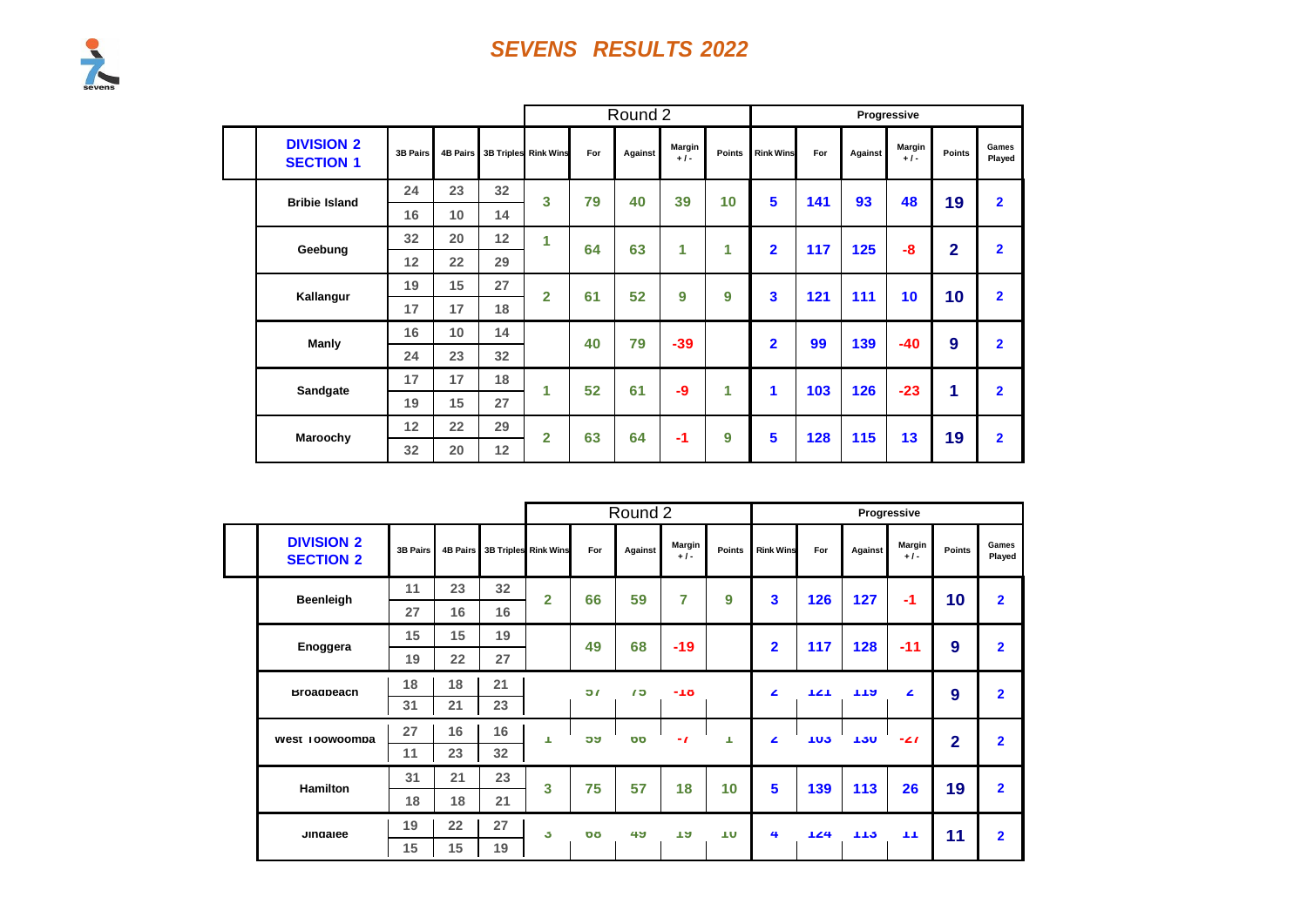# SEVENS RESULTS 2022

| DIVISION 2 SECTION 1 | 3B Pairs | 4B Pairs | 3B Triples | Round 2 Rink Wins | Round 2 For | Round 2 Against | Round 2 Margin +/- | Round 2 Points | Progressive Rink Wins | Progressive For | Progressive Against | Progressive Margin +/- | Progressive Points | Games Played |
|---|---|---|---|---|---|---|---|---|---|---|---|---|---|---|
| Bribie Island | 24 | 23 | 32 | 3 | 79 | 40 | 39 | 10 | 5 | 141 | 93 | 48 | 19 | 2 |
| | 16 | 10 | 14 | | | | | | | | | | | |
| Geebung | 32 | 20 | 12 | 1 | 64 | 63 | 1 | 1 | 2 | 117 | 125 | -8 | 2 | 2 |
| | 12 | 22 | 29 | | | | | | | | | | | |
| Kallangur | 19 | 15 | 27 | 2 | 61 | 52 | 9 | 9 | 3 | 121 | 111 | 10 | 10 | 2 |
| | 17 | 17 | 18 | | | | | | | | | | | |
| Manly | 16 | 10 | 14 | | 40 | 79 | -39 | | 2 | 99 | 139 | -40 | 9 | 2 |
| | 24 | 23 | 32 | | | | | | | | | | | |
| Sandgate | 17 | 17 | 18 | 1 | 52 | 61 | -9 | 1 | 1 | 103 | 126 | -23 | 1 | 2 |
| | 19 | 15 | 27 | | | | | | | | | | | |
| Maroochy | 12 | 22 | 29 | 2 | 63 | 64 | -1 | 9 | 5 | 128 | 115 | 13 | 19 | 2 |
| | 32 | 20 | 12 | | | | | | | | | | | |

| DIVISION 2 SECTION 2 | 3B Pairs | 4B Pairs | 3B Triples | Round 2 Rink Wins | Round 2 For | Round 2 Against | Round 2 Margin +/- | Round 2 Points | Progressive Rink Wins | Progressive For | Progressive Against | Progressive Margin +/- | Progressive Points | Games Played |
|---|---|---|---|---|---|---|---|---|---|---|---|---|---|---|
| Beenleigh | 11 | 23 | 32 | 2 | 66 | 59 | 7 | 9 | 3 | 126 | 127 | -1 | 10 | 2 |
| | 27 | 16 | 16 | | | | | | | | | | | |
| Enoggera | 15 | 15 | 19 | | 49 | 68 | -19 | | 2 | 117 | 128 | -11 | 9 | 2 |
| | 19 | 22 | 27 | | | | | | | | | | | |
| Broadbeach | 18 | 18 | 21 | | 57 | 75 | -18 | | 2 | 121 | 119 | 2 | 9 | 2 |
| | 31 | 21 | 23 | | | | | | | | | | | |
| West Toowoomba | 27 | 16 | 16 | 1 | 59 | 66 | -7 | 1 | 2 | 103 | 130 | -27 | 2 | 2 |
| | 11 | 23 | 32 | | | | | | | | | | | |
| Hamilton | 31 | 21 | 23 | 3 | 75 | 57 | 18 | 10 | 5 | 139 | 113 | 26 | 19 | 2 |
| | 18 | 18 | 21 | | | | | | | | | | | |
| Jindalee | 19 | 22 | 27 | 3 | 68 | 49 | 19 | 10 | 4 | 124 | 113 | 11 | 11 | 2 |
| | 15 | 15 | 19 | | | | | | | | | | | |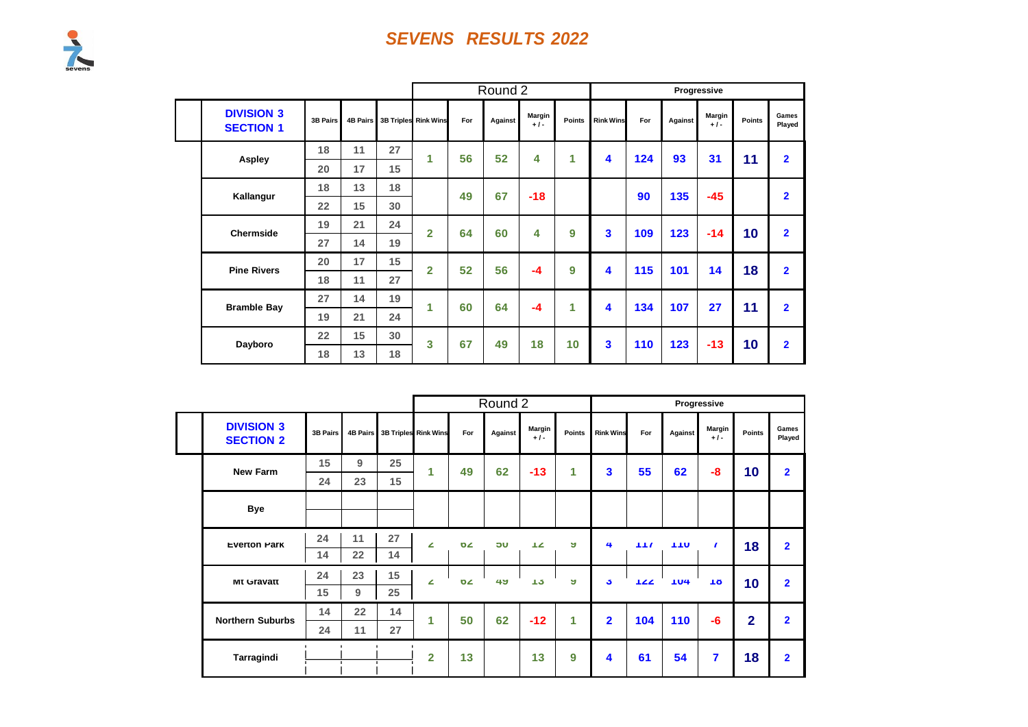# SEVENS RESULTS 2022

| DIVISION 3 SECTION 1 | 3B Pairs | 4B Pairs | 3B Triples | Round 2 Rink Wins | For | Against | Margin +/- | Points | Progressive Rink Wins | For | Against | Margin +/- | Points | Games Played |
|---|---|---|---|---|---|---|---|---|---|---|---|---|---|---|
| Aspley | 18 | 11 | 27 | 1 | 56 | 52 | 4 | 1 | 4 | 124 | 93 | 31 | 11 | 2 |
| | 20 | 17 | 15 | | | | | | | | | | | |
| Kallangur | 18 | 13 | 18 | | 49 | 67 | -18 | | | 90 | 135 | -45 | | 2 |
| | 22 | 15 | 30 | | | | | | | | | | | |
| Chermside | 19 | 21 | 24 | 2 | 64 | 60 | 4 | 9 | 3 | 109 | 123 | -14 | 10 | 2 |
| | 27 | 14 | 19 | | | | | | | | | | | |
| Pine Rivers | 20 | 17 | 15 | 2 | 52 | 56 | -4 | 9 | 4 | 115 | 101 | 14 | 18 | 2 |
| | 18 | 11 | 27 | | | | | | | | | | | |
| Bramble Bay | 27 | 14 | 19 | 1 | 60 | 64 | -4 | 1 | 4 | 134 | 107 | 27 | 11 | 2 |
| | 19 | 21 | 24 | | | | | | | | | | | |
| Dayboro | 22 | 15 | 30 | 3 | 67 | 49 | 18 | 10 | 3 | 110 | 123 | -13 | 10 | 2 |
| | 18 | 13 | 18 | | | | | | | | | | | |

| DIVISION 3 SECTION 2 | 3B Pairs | 4B Pairs | 3B Triples | Round 2 Rink Wins | For | Against | Margin +/- | Points | Progressive Rink Wins | For | Against | Margin +/- | Points | Games Played |
|---|---|---|---|---|---|---|---|---|---|---|---|---|---|---|
| New Farm | 15 | 9 | 25 | 1 | 49 | 62 | -13 | 1 | 3 | 55 | 62 | -8 | 10 | 2 |
| | 24 | 23 | 15 | | | | | | | | | | | |
| Bye | | | | | | | | | | | | | | |
| | | | | | | | | | | | | | | |
| Everton Park | 24 | 11 | 27 | 2 | 62 | 50 | 12 | 9 | 4 | 117 | 110 | 7 | 18 | 2 |
| | 14 | 22 | 14 | | | | | | | | | | | |
| Mt Gravatt | 24 | 23 | 15 | 2 | 62 | 49 | 13 | 9 | 3 | 122 | 104 | 18 | 10 | 2 |
| | 15 | 9 | 25 | | | | | | | | | | | |
| Northern Suburbs | 14 | 22 | 14 | 1 | 50 | 62 | -12 | 1 | 2 | 104 | 110 | -6 | 2 | 2 |
| | 24 | 11 | 27 | | | | | | | | | | | |
| Tarragindi | | | | 2 | 13 | | 13 | 9 | 4 | 61 | 54 | 7 | 18 | 2 |
| | | | | | | | | | | | | | | |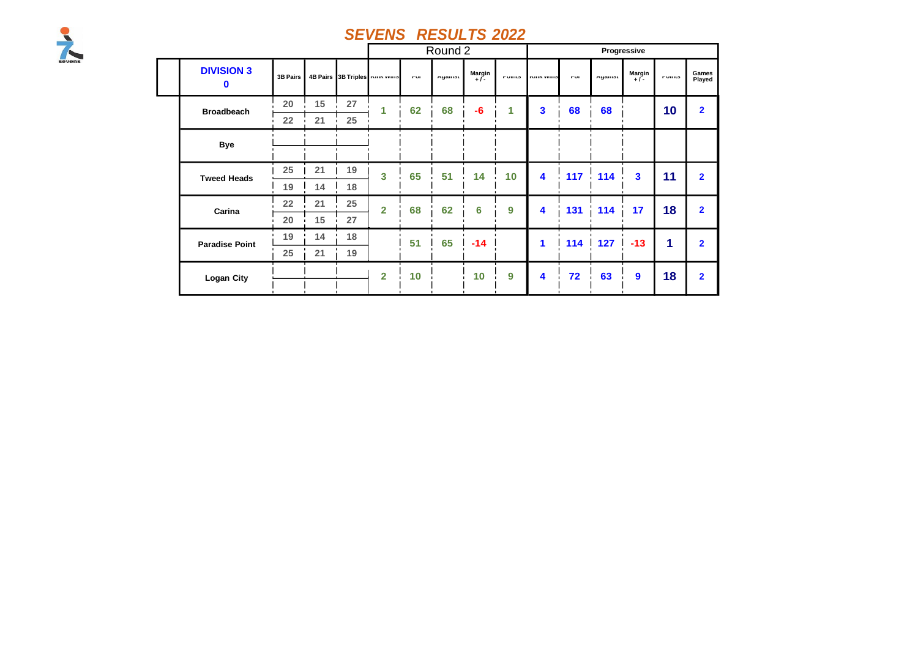# SEVENS RESULTS 2022

| DIVISION 3 0 | 3B Pairs | 4B Pairs | 3B Triples | Round 2 Rink Wins | For | Against | Margin + / - | Points | Progressive Rink Wins | For | Against | Margin + / - | Points | Games Played |
|---|---|---|---|---|---|---|---|---|---|---|---|---|---|---|
| Broadbeach | 20 | 15 | 27 | 1 | 62 | 68 | -6 | 1 | 3 | 68 | 68 | | 10 | 2 |
| | 22 | 21 | 25 | | | | | | | | | | | |
| Bye | | | | | | | | | | | | | | |
| Tweed Heads | 25 | 21 | 19 | 3 | 65 | 51 | 14 | 10 | 4 | 117 | 114 | 3 | 11 | 2 |
| | 19 | 14 | 18 | | | | | | | | | | | |
| Carina | 22 | 21 | 25 | 2 | 68 | 62 | 6 | 9 | 4 | 131 | 114 | 17 | 18 | 2 |
| | 20 | 15 | 27 | | | | | | | | | | | |
| Paradise Point | 19 | 14 | 18 | | 51 | 65 | -14 | | 1 | 114 | 127 | -13 | 1 | 2 |
| | 25 | 21 | 19 | | | | | | | | | | | |
| Logan City | | | | 2 | 10 | | 10 | 9 | 4 | 72 | 63 | 9 | 18 | 2 |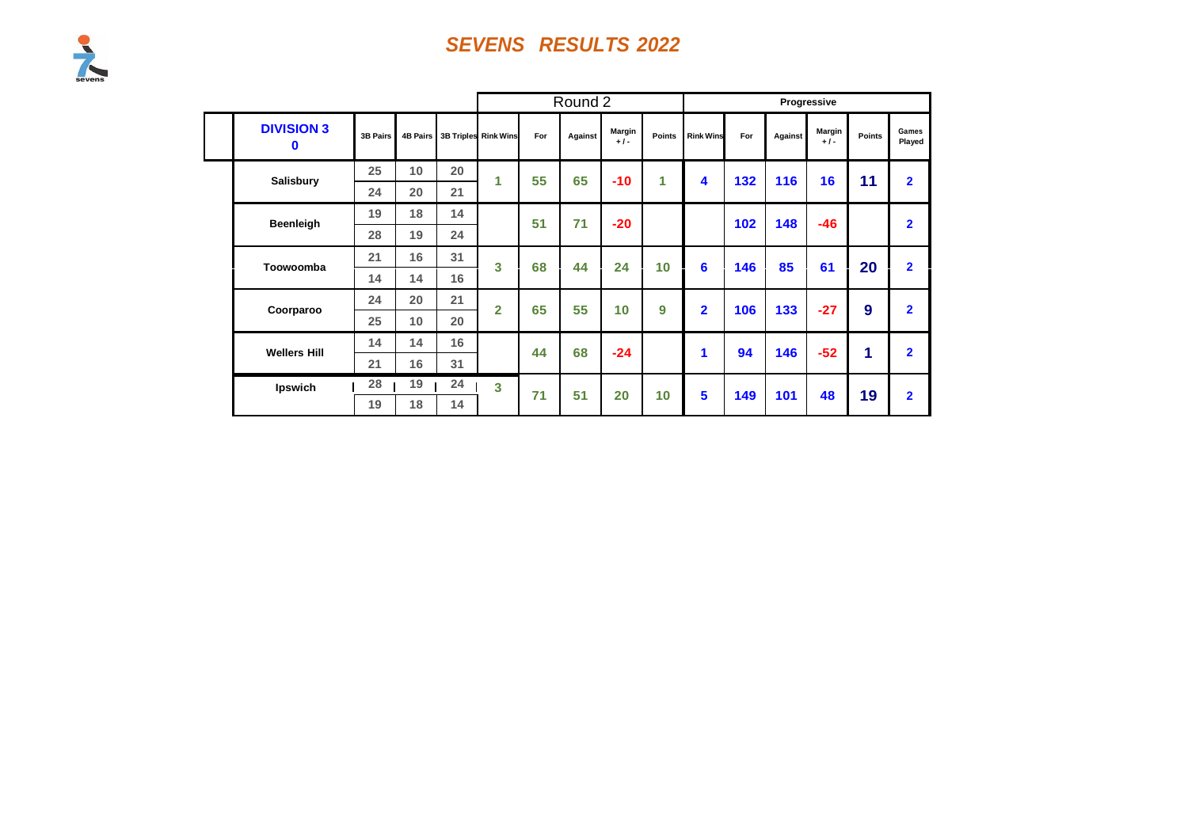# SEVENS RESULTS 2022

| DIVISION 3 0 | 3B Pairs | 4B Pairs | 3B Triples | Round 2 Rink Wins | For | Against | Margin + / - | Points | Progressive Rink Wins | For | Against | Margin + / - | Points | Games Played |
|---|---|---|---|---|---|---|---|---|---|---|---|---|---|---|
| Salisbury | 25 | 10 | 20 | 1 | 55 | 65 | -10 | 1 | 4 | 132 | 116 | 16 | 11 | 2 |
| | 24 | 20 | 21 | | | | | | | | | | | |
| Beenleigh | 19 | 18 | 14 | | 51 | 71 | -20 | | | 102 | 148 | -46 | | 2 |
| | 28 | 19 | 24 | | | | | | | | | | | |
| Toowoomba | 21 | 16 | 31 | 3 | 68 | 44 | 24 | 10 | 6 | 146 | 85 | 61 | 20 | 2 |
| | 14 | 14 | 16 | | | | | | | | | | | |
| Coorparoo | 24 | 20 | 21 | 2 | 65 | 55 | 10 | 9 | 2 | 106 | 133 | -27 | 9 | 2 |
| | 25 | 10 | 20 | | | | | | | | | | | |
| Wellers Hill | 14 | 14 | 16 | | 44 | 68 | -24 | | 1 | 94 | 146 | -52 | 1 | 2 |
| | 21 | 16 | 31 | | | | | | | | | | | |
| Ipswich | 28 | 19 | 24 | 3 | 71 | 51 | 20 | 10 | 5 | 149 | 101 | 48 | 19 | 2 |
| | 19 | 18 | 14 | | | | | | | | | | | |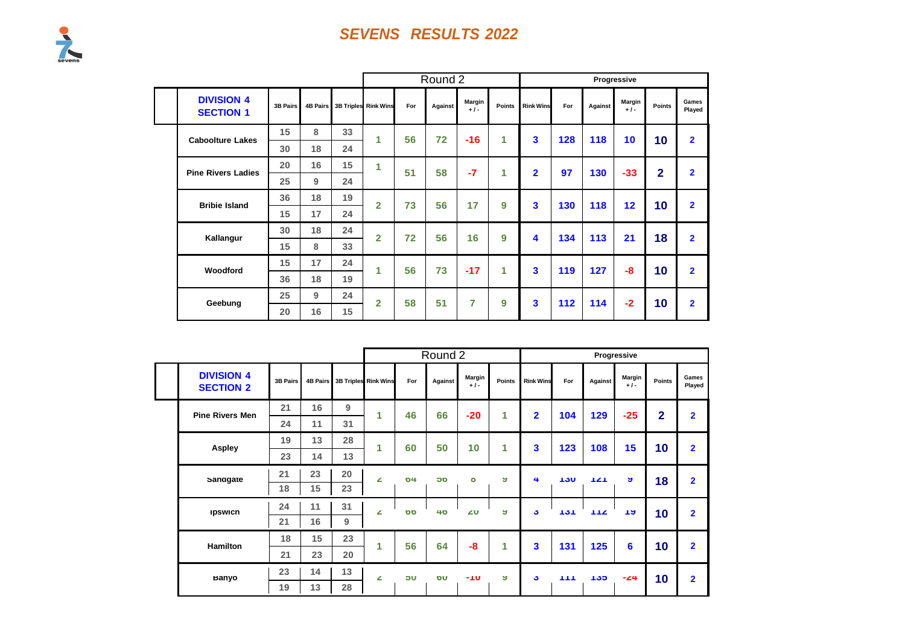# SEVENS RESULTS 2022

| DIVISION 4 SECTION 1 | 3B Pairs | 4B Pairs | 3B Triples | Round 2 Rink Wins | For | Against | Margin +/- | Points | Progressive Rink Wins | For | Against | Margin +/- | Points | Games Played |
|---|---|---|---|---|---|---|---|---|---|---|---|---|---|---|
| Caboolture Lakes | 15 | 8 | 33 | 1 | 56 | 72 | -16 | 1 | 3 | 128 | 118 | 10 | 10 | 2 |
| | 30 | 18 | 24 | | | | | | | | | | | |
| Pine Rivers Ladies | 20 | 16 | 15 | 1 | 51 | 58 | -7 | 1 | 2 | 97 | 130 | -33 | 2 | 2 |
| | 25 | 9 | 24 | | | | | | | | | | | |
| Bribie Island | 36 | 18 | 19 | 2 | 73 | 56 | 17 | 9 | 3 | 130 | 118 | 12 | 10 | 2 |
| | 15 | 17 | 24 | | | | | | | | | | | |
| Kallangur | 30 | 18 | 24 | 2 | 72 | 56 | 16 | 9 | 4 | 134 | 113 | 21 | 18 | 2 |
| | 15 | 8 | 33 | | | | | | | | | | | |
| Woodford | 15 | 17 | 24 | 1 | 56 | 73 | -17 | 1 | 3 | 119 | 127 | -8 | 10 | 2 |
| | 36 | 18 | 19 | | | | | | | | | | | |
| Geebung | 25 | 9 | 24 | 2 | 58 | 51 | 7 | 9 | 3 | 112 | 114 | -2 | 10 | 2 |
| | 20 | 16 | 15 | | | | | | | | | | | |

| DIVISION 4 SECTION 2 | 3B Pairs | 4B Pairs | 3B Triples | Round 2 Rink Wins | For | Against | Margin +/- | Points | Progressive Rink Wins | For | Against | Margin +/- | Points | Games Played |
|---|---|---|---|---|---|---|---|---|---|---|---|---|---|---|
| Pine Rivers Men | 21 | 16 | 9 | 1 | 46 | 66 | -20 | 1 | 2 | 104 | 129 | -25 | 2 | 2 |
| | 24 | 11 | 31 | | | | | | | | | | | |
| Aspley | 19 | 13 | 28 | 1 | 60 | 50 | 10 | 1 | 3 | 123 | 108 | 15 | 10 | 2 |
| | 23 | 14 | 13 | | | | | | | | | | | |
| Sandgate | 21 | 23 | 20 | 2 | 64 | 56 | 8 | 9 | 4 | 130 | 121 | 9 | 18 | 2 |
| | 18 | 15 | 23 | | | | | | | | | | | |
| Ipswich | 24 | 11 | 31 | 2 | 66 | 46 | 20 | 9 | 3 | 131 | 112 | 19 | 10 | 2 |
| | 21 | 16 | 9 | | | | | | | | | | | |
| Hamilton | 18 | 15 | 23 | 1 | 56 | 64 | -8 | 1 | 3 | 131 | 125 | 6 | 10 | 2 |
| | 21 | 23 | 20 | | | | | | | | | | | |
| Banyo | 23 | 14 | 13 | 2 | 50 | 60 | -10 | 9 | 3 | 111 | 135 | -24 | 10 | 2 |
| | 19 | 13 | 28 | | | | | | | | | | | |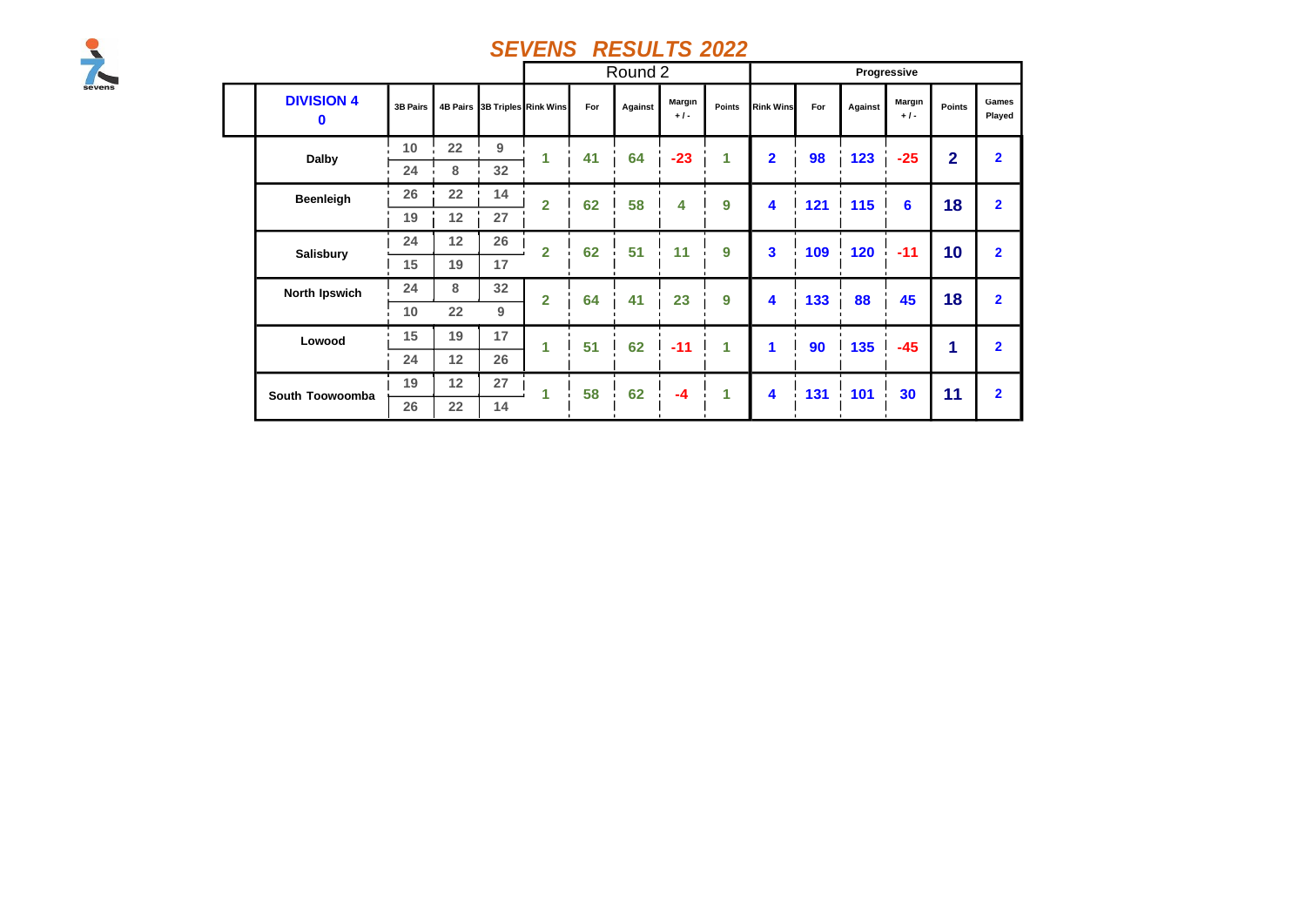# SEVENS RESULTS 2022

| DIVISION 4 0 | 3B Pairs | 4B Pairs | 3B Triples | Round 2 Rink Wins | For | Against | Margin + / - | Points | Progressive Rink Wins | For | Against | Margin + / - | Points | Games Played |
|---|---|---|---|---|---|---|---|---|---|---|---|---|---|---|
| Dalby | 10 | 22 | 9 | 1 | 41 | 64 | -23 | 1 | 2 | 98 | 123 | -25 | 2 | 2 |
| | 24 | 8 | 32 | | | | | | | | | | | |
| Beenleigh | 26 | 22 | 14 | 2 | 62 | 58 | 4 | 9 | 4 | 121 | 115 | 6 | 18 | 2 |
| | 19 | 12 | 27 | | | | | | | | | | | |
| Salisbury | 24 | 12 | 26 | 2 | 62 | 51 | 11 | 9 | 3 | 109 | 120 | -11 | 10 | 2 |
| | 15 | 19 | 17 | | | | | | | | | | | |
| North Ipswich | 24 | 8 | 32 | 2 | 64 | 41 | 23 | 9 | 4 | 133 | 88 | 45 | 18 | 2 |
| | 10 | 22 | 9 | | | | | | | | | | | |
| Lowood | 15 | 19 | 17 | 1 | 51 | 62 | -11 | 1 | 1 | 90 | 135 | -45 | 1 | 2 |
| | 24 | 12 | 26 | | | | | | | | | | | |
| South Toowoomba | 19 | 12 | 27 | 1 | 58 | 62 | -4 | 1 | 4 | 131 | 101 | 30 | 11 | 2 |
| | 26 | 22 | 14 | | | | | | | | | | | |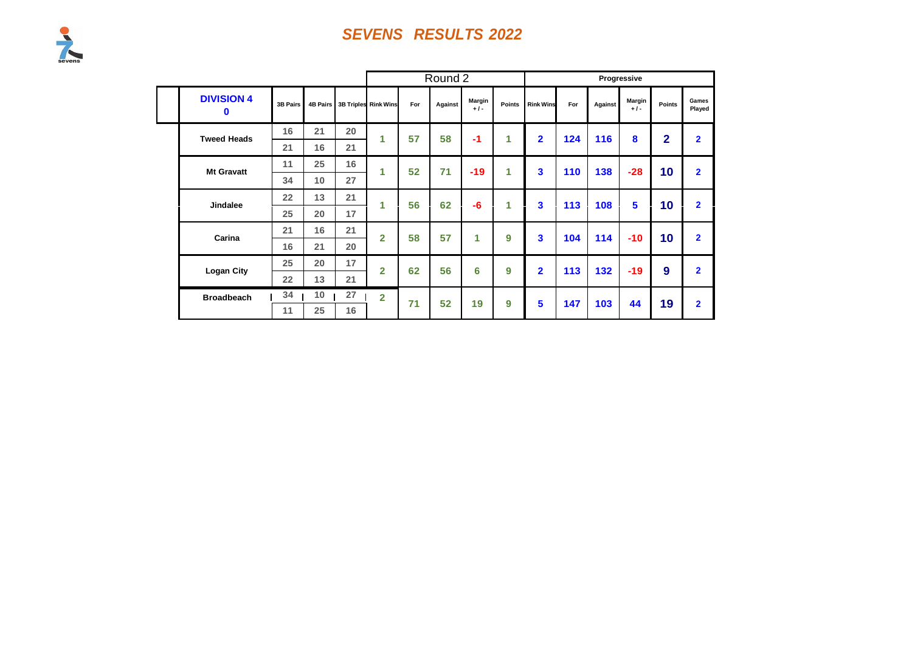# *SEVENS RESULTS 2022*

| DIVISION 4 0 | 3B Pairs | 4B Pairs | 3B Triples | Round 2 Rink Wins | For | Against | Margin + / - | Points | Progressive Rink Wins | For | Against | Margin + / - | Points | Games Played |
|---|---|---|---|---|---|---|---|---|---|---|---|---|---|---|
| Tweed Heads | 16 | 21 | 20 | 1 | 57 | 58 | -1 | 1 | 2 | 124 | 116 | 8 | 2 | 2 |
| | 21 | 16 | 21 | | | | | | | | | | | |
| Mt Gravatt | 11 | 25 | 16 | 1 | 52 | 71 | -19 | 1 | 3 | 110 | 138 | -28 | 10 | 2 |
| | 34 | 10 | 27 | | | | | | | | | | | |
| Jindalee | 22 | 13 | 21 | 1 | 56 | 62 | -6 | 1 | 3 | 113 | 108 | 5 | 10 | 2 |
| | 25 | 20 | 17 | | | | | | | | | | | |
| Carina | 21 | 16 | 21 | 2 | 58 | 57 | 1 | 9 | 3 | 104 | 114 | -10 | 10 | 2 |
| | 16 | 21 | 20 | | | | | | | | | | | |
| Logan City | 25 | 20 | 17 | 2 | 62 | 56 | 6 | 9 | 2 | 113 | 132 | -19 | 9 | 2 |
| | 22 | 13 | 21 | | | | | | | | | | | |
| Broadbeach | 34 | 10 | 27 | 2 | 71 | 52 | 19 | 9 | 5 | 147 | 103 | 44 | 19 | 2 |
| | 11 | 25 | 16 | | | | | | | | | | | |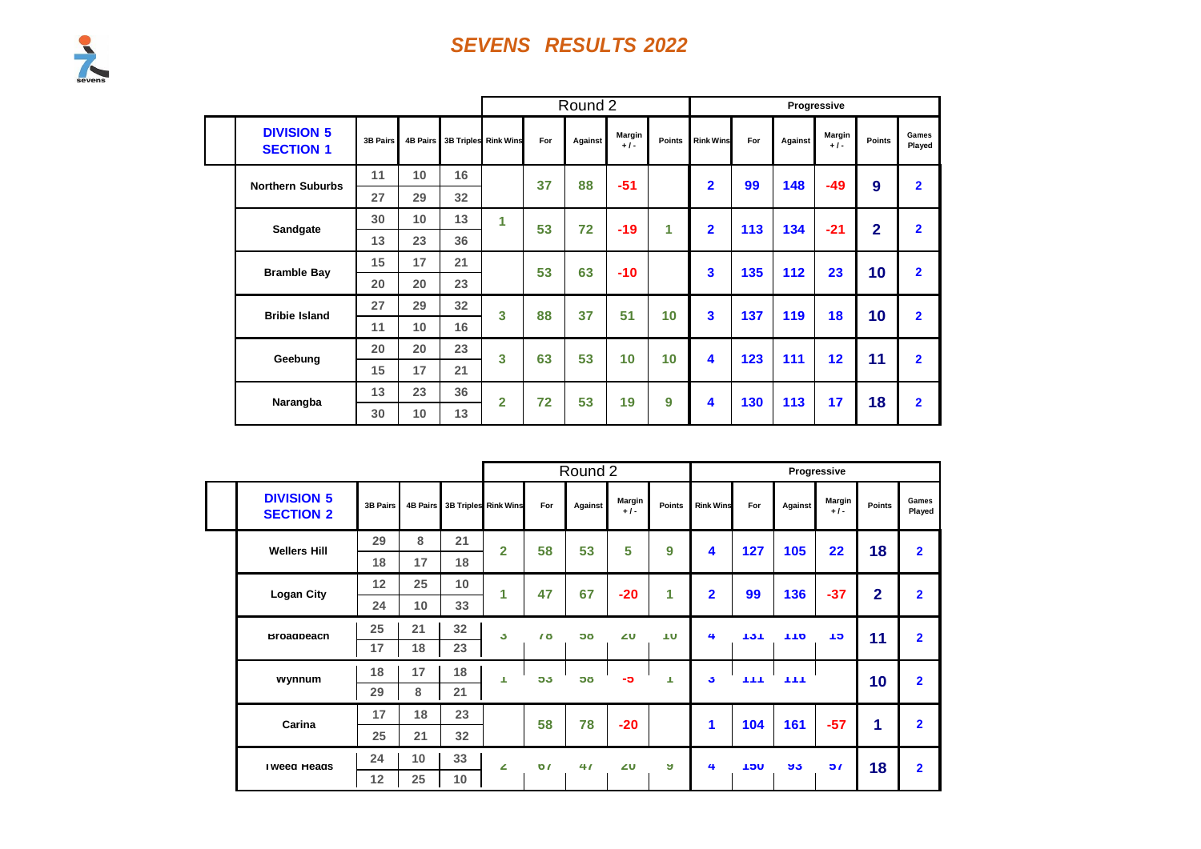## *SEVENS RESULTS 2022*

| DIVISION 5 SECTION 1 | 3B Pairs | 4B Pairs | 3B Triples | Round 2 Rink Wins | For | Against | Margin +/- | Points | Progressive Rink Wins | For | Against | Margin +/- | Points | Games Played |
|---|---|---|---|---|---|---|---|---|---|---|---|---|---|---|
| Northern Suburbs | 11 | 10 | 16 | | 37 | 88 | -51 | | 2 | 99 | 148 | -49 | 9 | 2 |
| | 27 | 29 | 32 | | | | | | | | | | | |
| Sandgate | 30 | 10 | 13 | 1 | 53 | 72 | -19 | 1 | 2 | 113 | 134 | -21 | 2 | 2 |
| | 13 | 23 | 36 | | | | | | | | | | | |
| Bramble Bay | 15 | 17 | 21 | | 53 | 63 | -10 | | 3 | 135 | 112 | 23 | 10 | 2 |
| | 20 | 20 | 23 | | | | | | | | | | | |
| Bribie Island | 27 | 29 | 32 | 3 | 88 | 37 | 51 | 10 | 3 | 137 | 119 | 18 | 10 | 2 |
| | 11 | 10 | 16 | | | | | | | | | | | |
| Geebung | 20 | 20 | 23 | 3 | 63 | 53 | 10 | 10 | 4 | 123 | 111 | 12 | 11 | 2 |
| | 15 | 17 | 21 | | | | | | | | | | | |
| Narangba | 13 | 23 | 36 | 2 | 72 | 53 | 19 | 9 | 4 | 130 | 113 | 17 | 18 | 2 |
| | 30 | 10 | 13 | | | | | | | | | | | |

| DIVISION 5 SECTION 2 | 3B Pairs | 4B Pairs | 3B Triples | Round 2 Rink Wins | For | Against | Margin +/- | Points | Progressive Rink Wins | For | Against | Margin +/- | Points | Games Played |
|---|---|---|---|---|---|---|---|---|---|---|---|---|---|---|
| Wellers Hill | 29 | 8 | 21 | 2 | 58 | 53 | 5 | 9 | 4 | 127 | 105 | 22 | 18 | 2 |
| | 18 | 17 | 18 | | | | | | | | | | | |
| Logan City | 12 | 25 | 10 | 1 | 47 | 67 | -20 | 1 | 2 | 99 | 136 | -37 | 2 | 2 |
| | 24 | 10 | 33 | | | | | | | | | | | |
| Broadbeach | 25 | 21 | 32 | 3 | 78 | 58 | 20 | 10 | 4 | 131 | 116 | 15 | 11 | 2 |
| | 17 | 18 | 23 | | | | | | | | | | | |
| Wynnum | 18 | 17 | 18 | 1 | 53 | 58 | -5 | 1 | 3 | 111 | 111 | | 10 | 2 |
| | 29 | 8 | 21 | | | | | | | | | | | |
| Carina | 17 | 18 | 23 | | 58 | 78 | -20 | | 1 | 104 | 161 | -57 | 1 | 2 |
| | 25 | 21 | 32 | | | | | | | | | | | |
| Tweed Heads | 24 | 10 | 33 | 2 | 67 | 47 | 20 | 9 | 4 | 150 | 93 | 57 | 18 | 2 |
| | 12 | 25 | 10 | | | | | | | | | | | |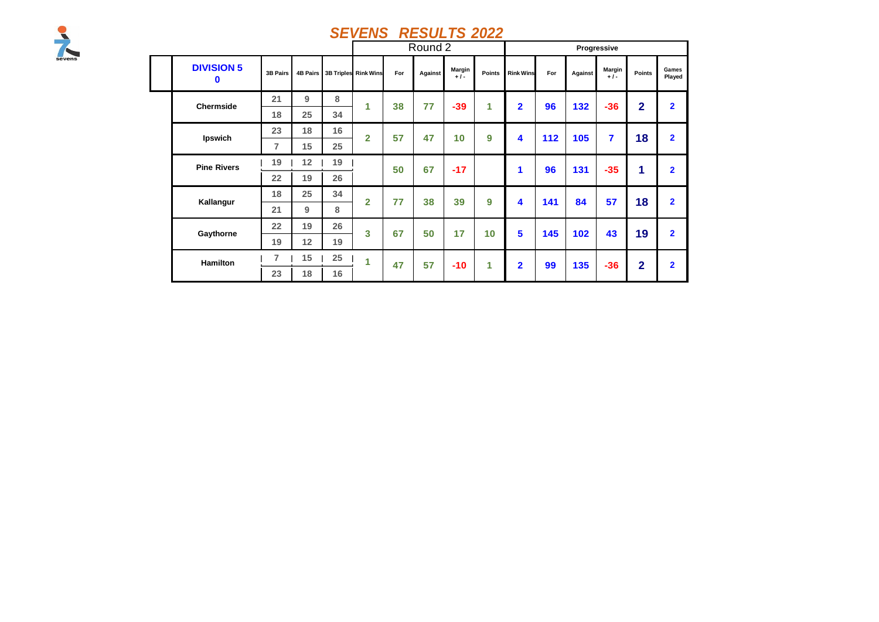# SEVENS RESULTS 2022

| DIVISION 5 0 | 3B Pairs | 4B Pairs | 3B Triples | Round 2 Rink Wins | For | Against | Margin +/- | Points | Progressive Rink Wins | For | Against | Margin +/- | Points | Games Played |
|---|---|---|---|---|---|---|---|---|---|---|---|---|---|---|
| Chermside | 21 | 9 | 8 | 1 | 38 | 77 | -39 | 1 | 2 | 96 | 132 | -36 | 2 | 2 |
| | 18 | 25 | 34 | | | | | | | | | | | |
| Ipswich | 23 | 18 | 16 | 2 | 57 | 47 | 10 | 9 | 4 | 112 | 105 | 7 | 18 | 2 |
| | 7 | 15 | 25 | | | | | | | | | | | |
| Pine Rivers | 19 | 12 | 19 | | 50 | 67 | -17 | | 1 | 96 | 131 | -35 | 1 | 2 |
| | 22 | 19 | 26 | | | | | | | | | | | |
| Kallangur | 18 | 25 | 34 | 2 | 77 | 38 | 39 | 9 | 4 | 141 | 84 | 57 | 18 | 2 |
| | 21 | 9 | 8 | | | | | | | | | | | |
| Gaythorne | 22 | 19 | 26 | 3 | 67 | 50 | 17 | 10 | 5 | 145 | 102 | 43 | 19 | 2 |
| | 19 | 12 | 19 | | | | | | | | | | | |
| Hamilton | 7 | 15 | 25 | 1 | 47 | 57 | -10 | 1 | 2 | 99 | 135 | -36 | 2 | 2 |
| | 23 | 18 | 16 | | | | | | | | | | | |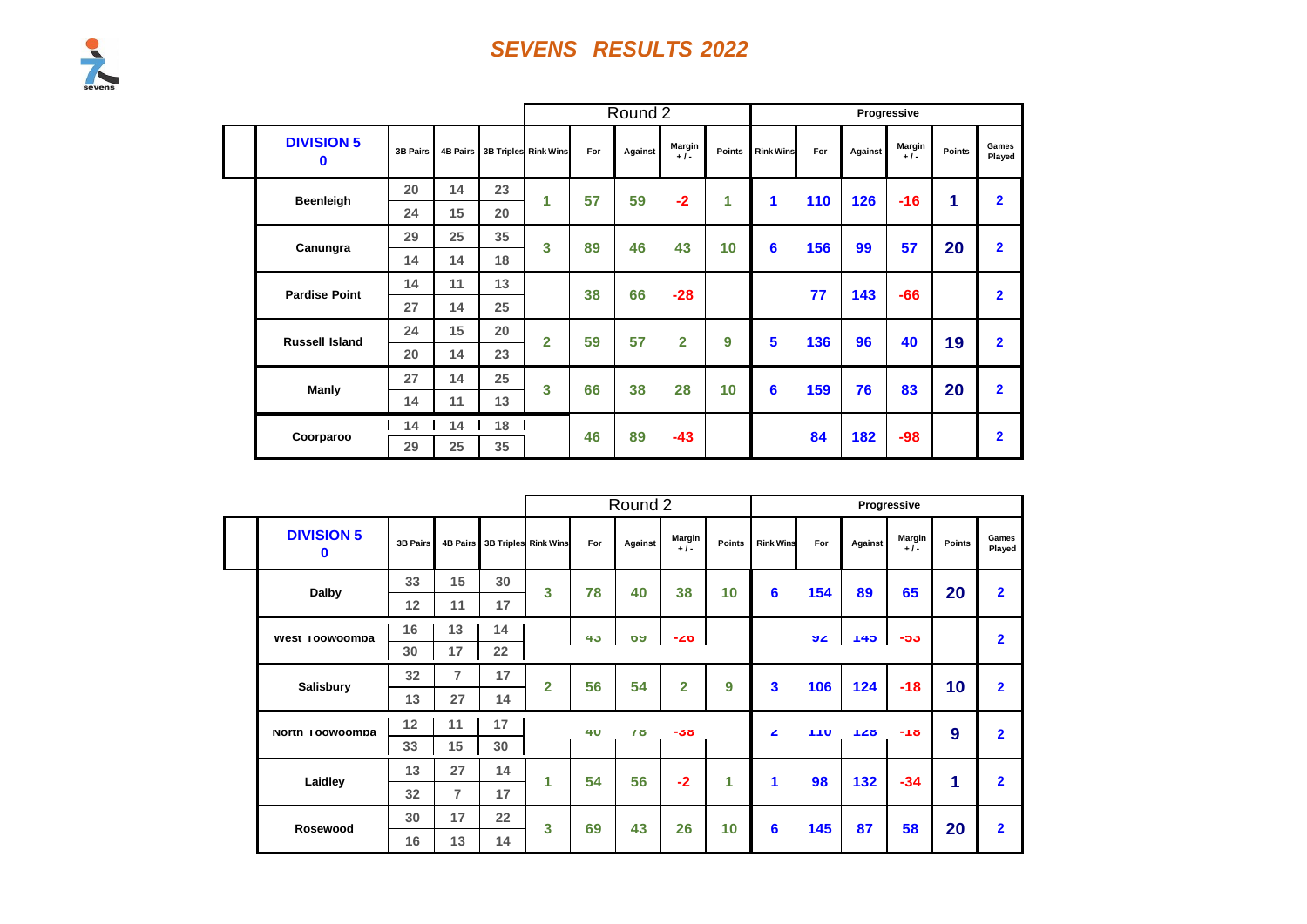# SEVENS RESULTS 2022

| DIVISION 5 0 | 3B Pairs | 4B Pairs | 3B Triples | Round 2 Rink Wins | For | Against | Margin + / - | Points | Progressive Rink Wins | For | Against | Margin + / - | Points | Games Played |
|---|---|---|---|---|---|---|---|---|---|---|---|---|---|---|
| Beenleigh | 20 | 14 | 23 | 1 | 57 | 59 | -2 | 1 | 1 | 110 | 126 | -16 | 1 | 2 |
| | 24 | 15 | 20 | | | | | | | | | | | |
| Canungra | 29 | 25 | 35 | 3 | 89 | 46 | 43 | 10 | 6 | 156 | 99 | 57 | 20 | 2 |
| | 14 | 14 | 18 | | | | | | | | | | | |
| Pardise Point | 14 | 11 | 13 | | 38 | 66 | -28 | | | 77 | 143 | -66 | | 2 |
| | 27 | 14 | 25 | | | | | | | | | | | |
| Russell Island | 24 | 15 | 20 | 2 | 59 | 57 | 2 | 9 | 5 | 136 | 96 | 40 | 19 | 2 |
| | 20 | 14 | 23 | | | | | | | | | | | |
| Manly | 27 | 14 | 25 | 3 | 66 | 38 | 28 | 10 | 6 | 159 | 76 | 83 | 20 | 2 |
| | 14 | 11 | 13 | | | | | | | | | | | |
| Coorparoo | 14 | 14 | 18 | | 46 | 89 | -43 | | | 84 | 182 | -98 | | 2 |
| | 29 | 25 | 35 | | | | | | | | | | | |

| DIVISION 5 0 | 3B Pairs | 4B Pairs | 3B Triples | Round 2 Rink Wins | For | Against | Margin + / - | Points | Progressive Rink Wins | For | Against | Margin + / - | Points | Games Played |
|---|---|---|---|---|---|---|---|---|---|---|---|---|---|---|
| Dalby | 33 | 15 | 30 | 3 | 78 | 40 | 38 | 10 | 6 | 154 | 89 | 65 | 20 | 2 |
| | 12 | 11 | 17 | | | | | | | | | | | |
| West Toowoomba | 16 | 13 | 14 | | 43 | 69 | -26 | | | 92 | 145 | -53 | | 2 |
| | 30 | 17 | 22 | | | | | | | | | | | |
| Salisbury | 32 | 7 | 17 | 2 | 56 | 54 | 2 | 9 | 3 | 106 | 124 | -18 | 10 | 2 |
| | 13 | 27 | 14 | | | | | | | | | | | |
| North Toowoomba | 12 | 11 | 17 | | 40 | 78 | -38 | | 2 | 110 | 128 | -18 | 9 | 2 |
| | 33 | 15 | 30 | | | | | | | | | | | |
| Laidley | 13 | 27 | 14 | 1 | 54 | 56 | -2 | 1 | 1 | 98 | 132 | -34 | 1 | 2 |
| | 32 | 7 | 17 | | | | | | | | | | | |
| Rosewood | 30 | 17 | 22 | 3 | 69 | 43 | 26 | 10 | 6 | 145 | 87 | 58 | 20 | 2 |
| | 16 | 13 | 14 | | | | | | | | | | | |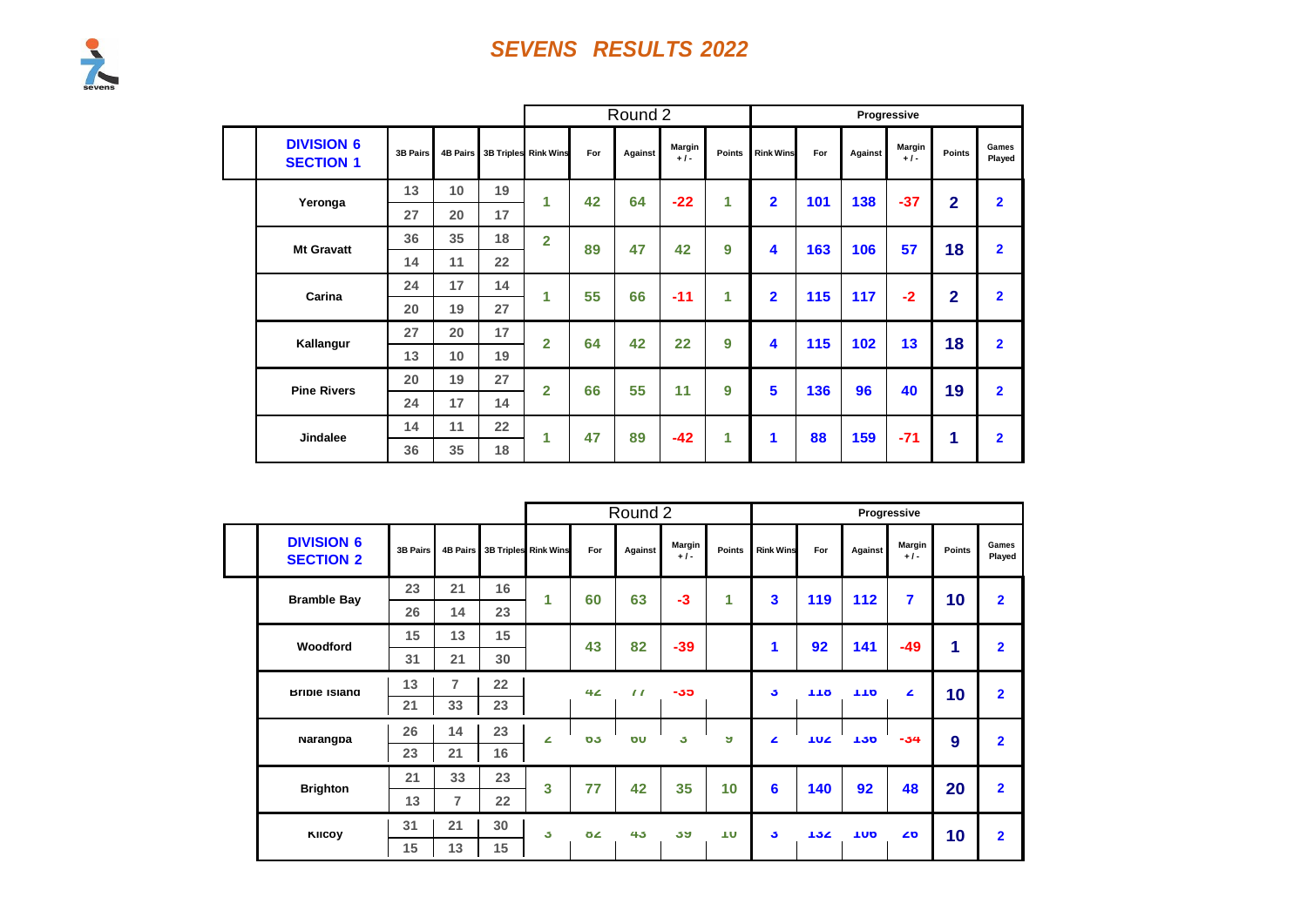# *SEVENS RESULTS 2022*

| DIVISION 6 SECTION 1 | | | | Round 2 | | | | | Progressive | | | | | |
|---|---|---|---|---|---|---|---|---|---|---|---|---|---|---|
| | 3B Pairs | 4B Pairs | 3B Triples | Rink Wins | For | Against | Margin + / - | Points | Rink Wins | For | Against | Margin + / - | Points | Games Played |
| Yeronga | 13 | 10 | 19 | 1 | 42 | 64 | -22 | 1 | 2 | 101 | 138 | -37 | 2 | 2 |
| | 27 | 20 | 17 | | | | | | | | | | | |
| Mt Gravatt | 36 | 35 | 18 | 2 | 89 | 47 | 42 | 9 | 4 | 163 | 106 | 57 | 18 | 2 |
| | 14 | 11 | 22 | | | | | | | | | | | |
| Carina | 24 | 17 | 14 | 1 | 55 | 66 | -11 | 1 | 2 | 115 | 117 | -2 | 2 | 2 |
| | 20 | 19 | 27 | | | | | | | | | | | |
| Kallangur | 27 | 20 | 17 | 2 | 64 | 42 | 22 | 9 | 4 | 115 | 102 | 13 | 18 | 2 |
| | 13 | 10 | 19 | | | | | | | | | | | |
| Pine Rivers | 20 | 19 | 27 | 2 | 66 | 55 | 11 | 9 | 5 | 136 | 96 | 40 | 19 | 2 |
| | 24 | 17 | 14 | | | | | | | | | | | |
| Jindalee | 14 | 11 | 22 | 1 | 47 | 89 | -42 | 1 | 1 | 88 | 159 | -71 | 1 | 2 |
| | 36 | 35 | 18 | | | | | | | | | | | |

| DIVISION 6 SECTION 2 | | | | Round 2 | | | | | Progressive | | | | | |
|---|---|---|---|---|---|---|---|---|---|---|---|---|---|---|
| | 3B Pairs | 4B Pairs | 3B Triples | Rink Wins | For | Against | Margin + / - | Points | Rink Wins | For | Against | Margin + / - | Points | Games Played |
| Bramble Bay | 23 | 21 | 16 | 1 | 60 | 63 | -3 | 1 | 3 | 119 | 112 | 7 | 10 | 2 |
| | 26 | 14 | 23 | | | | | | | | | | | |
| Woodford | 15 | 13 | 15 | | 43 | 82 | -39 | | 1 | 92 | 141 | -49 | 1 | 2 |
| | 31 | 21 | 30 | | | | | | | | | | | |
| Bribie Island | 13 | 7 | 22 | | 42 | 77 | -35 | | 3 | 118 | 116 | 2 | 10 | 2 |
| | 21 | 33 | 23 | | | | | | | | | | | |
| Narangba | 26 | 14 | 23 | 2 | 63 | 60 | 3 | 9 | 2 | 102 | 136 | -34 | 9 | 2 |
| | 23 | 21 | 16 | | | | | | | | | | | |
| Brighton | 21 | 33 | 23 | 3 | 77 | 42 | 35 | 10 | 6 | 140 | 92 | 48 | 20 | 2 |
| | 13 | 7 | 22 | | | | | | | | | | | |
| Kilcoy | 31 | 21 | 30 | 3 | 82 | 43 | 39 | 10 | 3 | 132 | 106 | 26 | 10 | 2 |
| | 15 | 13 | 15 | | | | | | | | | | | |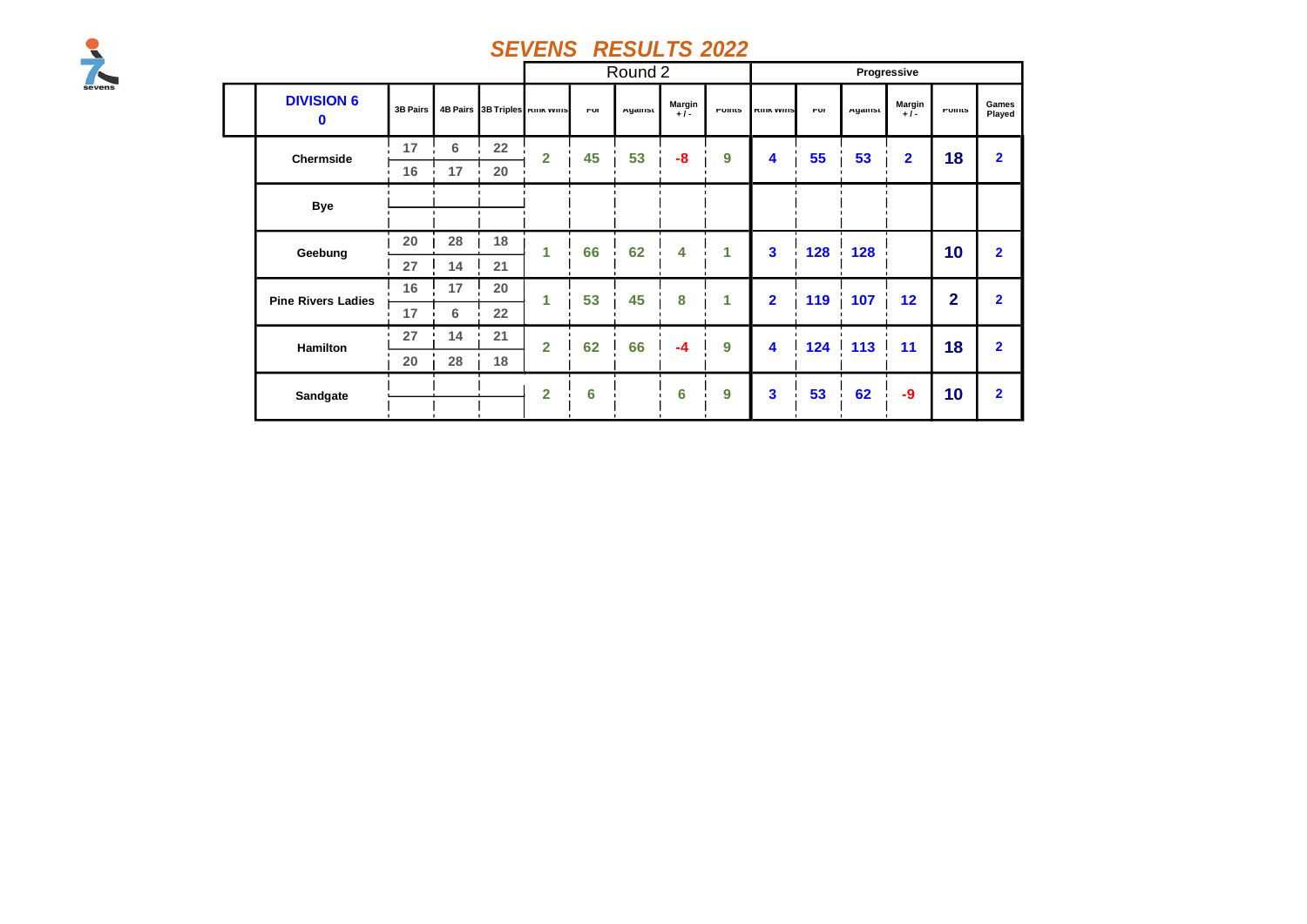# SEVENS RESULTS 2022

| DIVISION 6 0 | 3B Pairs | 4B Pairs | 3B Triples | Round 2 Rink Wins | For | Against | Margin +/- | Points | Progressive Rink Wins | For | Against | Margin +/- | Points | Games Played |
|---|---|---|---|---|---|---|---|---|---|---|---|---|---|---|
| Chermside | 17 | 6 | 22 | 2 | 45 | 53 | -8 | 9 | 4 | 55 | 53 | 2 | 18 | 2 |
| | 16 | 17 | 20 | | | | | | | | | | | |
| Bye | | | | | | | | | | | | | | |
| Geebung | 20 | 28 | 18 | 1 | 66 | 62 | 4 | 1 | 3 | 128 | 128 | | 10 | 2 |
| | 27 | 14 | 21 | | | | | | | | | | | |
| Pine Rivers Ladies | 16 | 17 | 20 | 1 | 53 | 45 | 8 | 1 | 2 | 119 | 107 | 12 | 2 | 2 |
| | 17 | 6 | 22 | | | | | | | | | | | |
| Hamilton | 27 | 14 | 21 | 2 | 62 | 66 | -4 | 9 | 4 | 124 | 113 | 11 | 18 | 2 |
| | 20 | 28 | 18 | | | | | | | | | | | |
| Sandgate | | | | 2 | 6 | | 6 | 9 | 3 | 53 | 62 | -9 | 10 | 2 |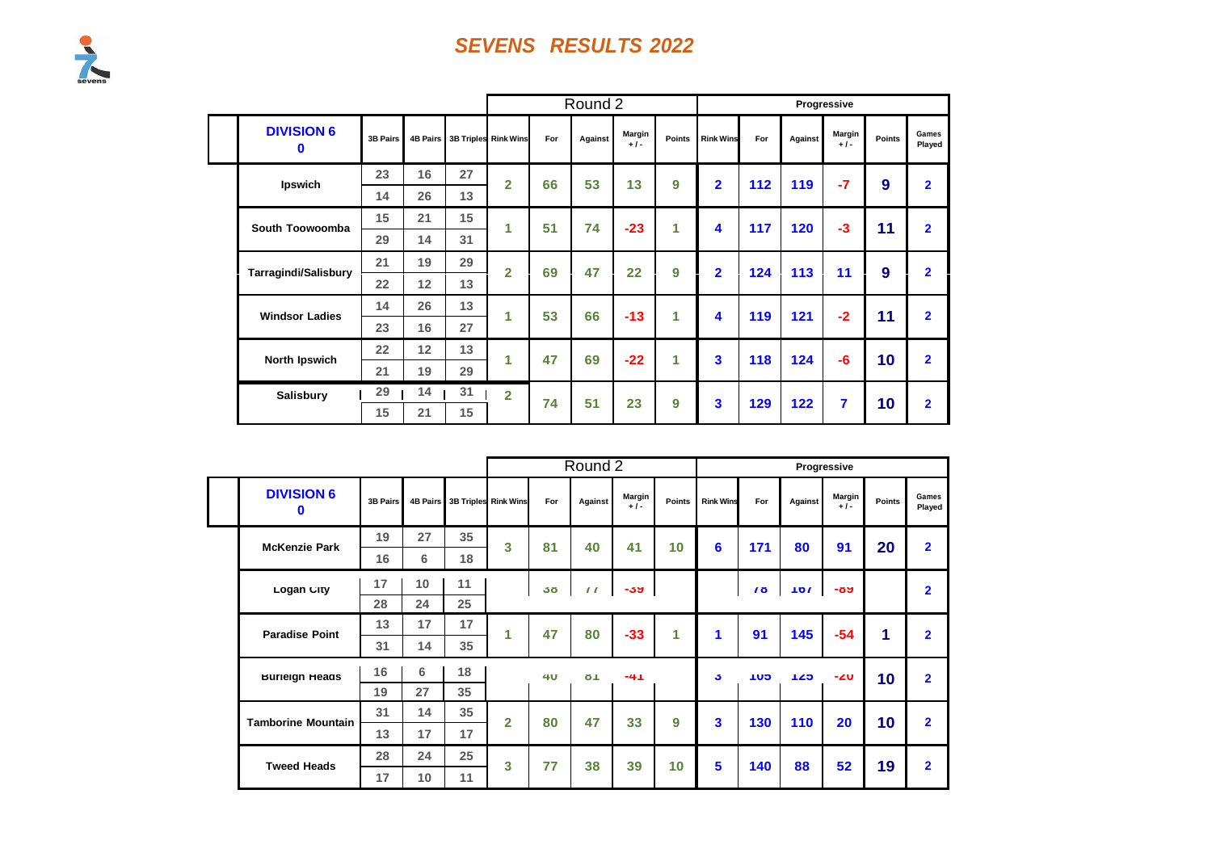# SEVENS RESULTS 2022

| DIVISION 6 0 | 3B Pairs | 4B Pairs | 3B Triples | Round 2 Rink Wins | For | Against | Margin +/- | Points | Progressive Rink Wins | For | Against | Margin +/- | Points | Games Played |
|---|---|---|---|---|---|---|---|---|---|---|---|---|---|---|
| Ipswich | 23 | 16 | 27 | 2 | 66 | 53 | 13 | 9 | 2 | 112 | 119 | -7 | 9 | 2 |
| | 14 | 26 | 13 | | | | | | | | | | | |
| South Toowoomba | 15 | 21 | 15 | 1 | 51 | 74 | -23 | 1 | 4 | 117 | 120 | -3 | 11 | 2 |
| | 29 | 14 | 31 | | | | | | | | | | | |
| Tarragindi/Salisbury | 21 | 19 | 29 | 2 | 69 | 47 | 22 | 9 | 2 | 124 | 113 | 11 | 9 | 2 |
| | 22 | 12 | 13 | | | | | | | | | | | |
| Windsor Ladies | 14 | 26 | 13 | 1 | 53 | 66 | -13 | 1 | 4 | 119 | 121 | -2 | 11 | 2 |
| | 23 | 16 | 27 | | | | | | | | | | | |
| North Ipswich | 22 | 12 | 13 | 1 | 47 | 69 | -22 | 1 | 3 | 118 | 124 | -6 | 10 | 2 |
| | 21 | 19 | 29 | | | | | | | | | | | |
| Salisbury | 29 | 14 | 31 | 2 | 74 | 51 | 23 | 9 | 3 | 129 | 122 | 7 | 10 | 2 |
| | 15 | 21 | 15 | | | | | | | | | | | |

| DIVISION 6 0 | 3B Pairs | 4B Pairs | 3B Triples | Round 2 Rink Wins | For | Against | Margin +/- | Points | Progressive Rink Wins | For | Against | Margin +/- | Points | Games Played |
|---|---|---|---|---|---|---|---|---|---|---|---|---|---|---|
| McKenzie Park | 19 | 27 | 35 | 3 | 81 | 40 | 41 | 10 | 6 | 171 | 80 | 91 | 20 | 2 |
| | 16 | 6 | 18 | | | | | | | | | | | |
| Logan City | 17 | 10 | 11 | | 38 | 77 | -39 | | | 78 | 167 | -89 | | 2 |
| | 28 | 24 | 25 | | | | | | | | | | | |
| Paradise Point | 13 | 17 | 17 | 1 | 47 | 80 | -33 | 1 | 1 | 91 | 145 | -54 | 1 | 2 |
| | 31 | 14 | 35 | | | | | | | | | | | |
| Burleigh Heads | 16 | 6 | 18 | | 40 | 81 | -41 | | 3 | 105 | 125 | -20 | 10 | 2 |
| | 19 | 27 | 35 | | | | | | | | | | | |
| Tamborine Mountain | 31 | 14 | 35 | 2 | 80 | 47 | 33 | 9 | 3 | 130 | 110 | 20 | 10 | 2 |
| | 13 | 17 | 17 | | | | | | | | | | | |
| Tweed Heads | 28 | 24 | 25 | 3 | 77 | 38 | 39 | 10 | 5 | 140 | 88 | 52 | 19 | 2 |
| | 17 | 10 | 11 | | | | | | | | | | | |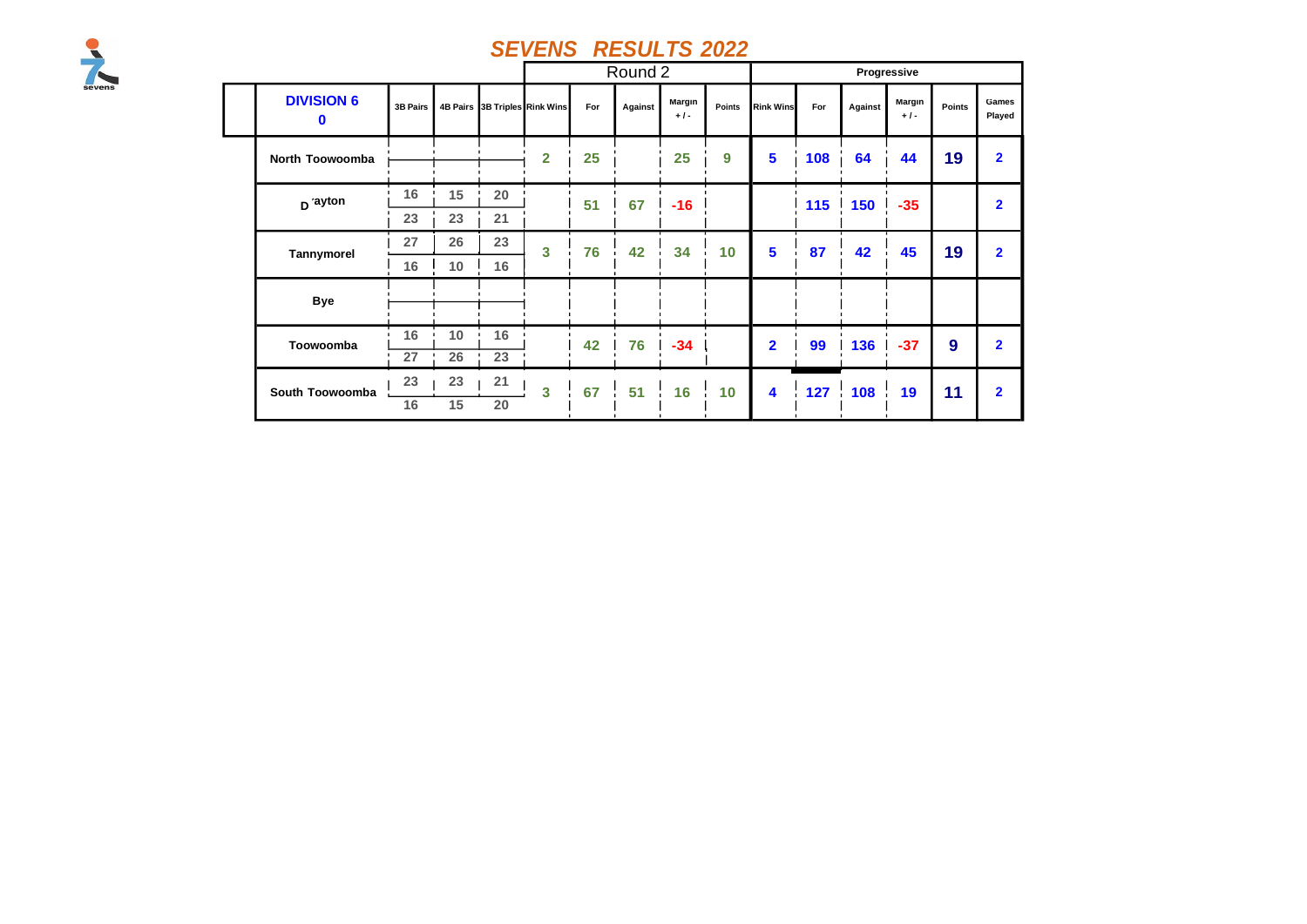# SEVENS RESULTS 2022

| DIVISION 6 0 | 3B Pairs | 4B Pairs | 3B Triples | Round 2 Rink Wins | For | Against | Margin + / - | Points | Progressive Rink Wins | For | Against | Margin + / - | Points | Games Played |
|---|---|---|---|---|---|---|---|---|---|---|---|---|---|---|
| North Toowoomba | | | | 2 | 25 | | 25 | 9 | 5 | 108 | 64 | 44 | 19 | 2 |
| D ´ayton | 16 / 23 | 15 / 23 | 20 / 21 | | 51 | 67 | -16 | | | 115 | 150 | -35 | | 2 |
| Tannymorel | 27 / 16 | 26 / 10 | 23 / 16 | 3 | 76 | 42 | 34 | 10 | 5 | 87 | 42 | 45 | 19 | 2 |
| Bye | | | | | | | | | | | | | | |
| Toowoomba | 16 / 27 | 10 / 26 | 16 / 23 | | 42 | 76 | -34 | | 2 | 99 | 136 | -37 | 9 | 2 |
| South Toowoomba | 23 / 16 | 23 / 15 | 21 / 20 | 3 | 67 | 51 | 16 | 10 | 4 | 127 | 108 | 19 | 11 | 2 |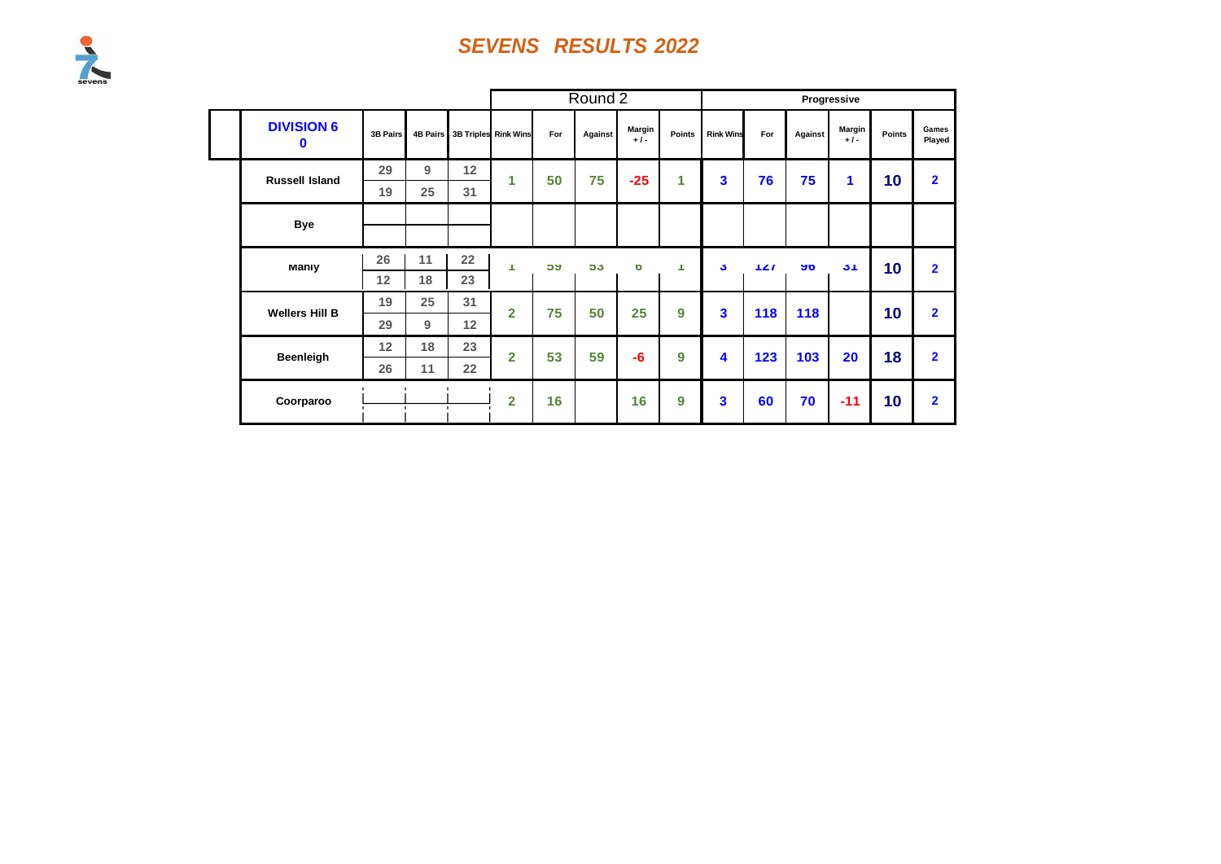# *SEVENS RESULTS 2022*

| | | | | Round 2 | | | | | | Progressive | | | | | |
|---|---|---|---|---|---|---|---|---|---|---|---|---|---|---|---|
| **DIVISION 6 0** | 3B Pairs | 4B Pairs | 3B Triples | Rink Wins | For | Against | Margin +/- | Points | Rink Wins | For | Against | Margin +/- | Points | Games Played |
| **Russell Island** | 29 | 9 | 12 | 1 | 50 | 75 | -25 | 1 | 3 | 76 | 75 | 1 | 10 | 2 |
| | 19 | 25 | 31 | | | | | | | | | | | |
| **Bye** | | | | | | | | | | | | | | |
| | | | | | | | | | | | | | | |
| **Manly** | 26 | 11 | 22 | 1 | 59 | 53 | 6 | 1 | 3 | 127 | 96 | 31 | 10 | 2 |
| | 12 | 18 | 23 | | | | | | | | | | | |
| **Wellers Hill B** | 19 | 25 | 31 | 2 | 75 | 50 | 25 | 9 | 3 | 118 | 118 | | 10 | 2 |
| | 29 | 9 | 12 | | | | | | | | | | | |
| **Beenleigh** | 12 | 18 | 23 | 2 | 53 | 59 | -6 | 9 | 4 | 123 | 103 | 20 | 18 | 2 |
| | 26 | 11 | 22 | | | | | | | | | | | |
| **Coorparoo** | | | | 2 | 16 | | 16 | 9 | 3 | 60 | 70 | -11 | 10 | 2 |
| | | | | | | | | | | | | | | |